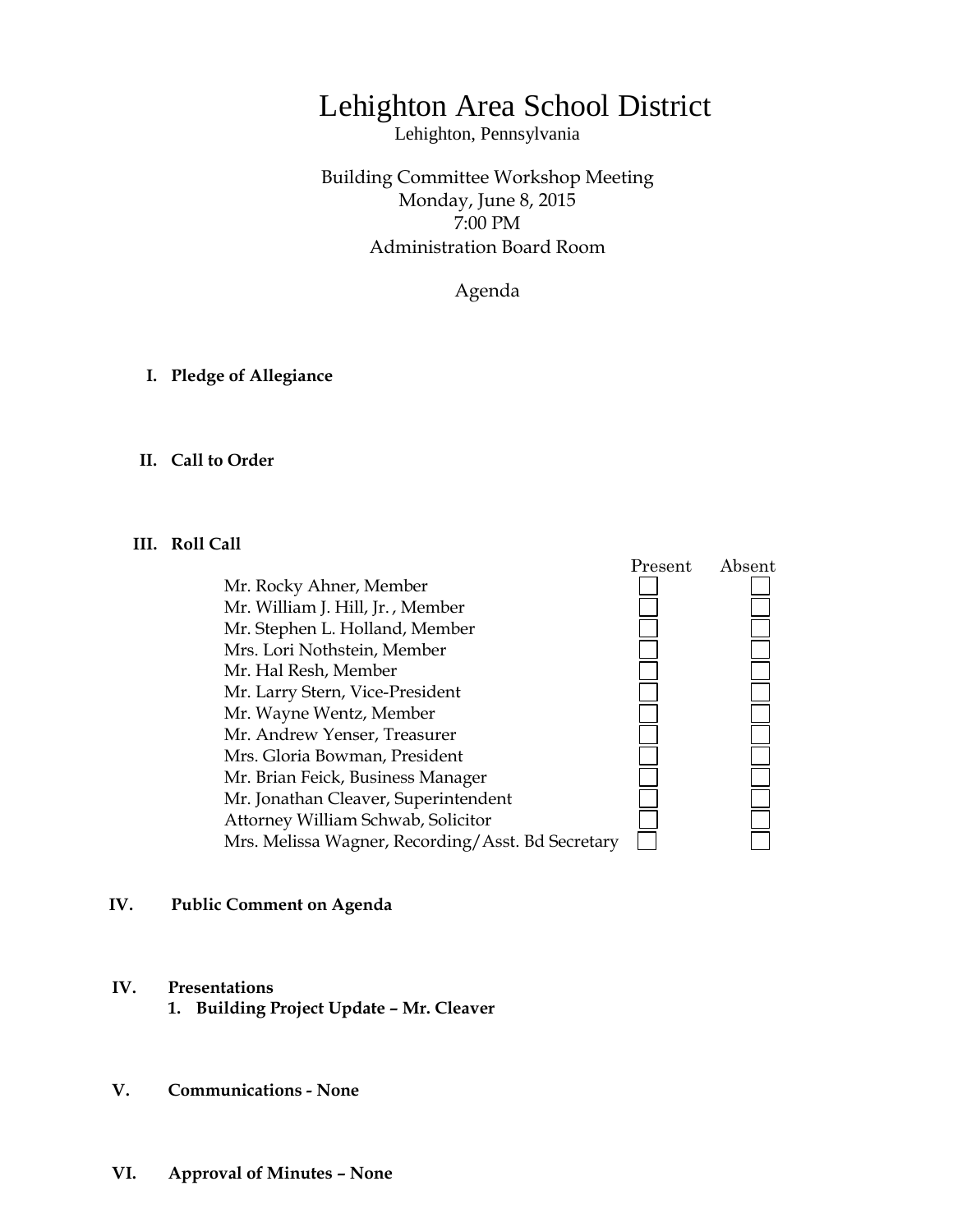# Lehighton Area School District

Lehighton, Pennsylvania

Building Committee Workshop Meeting
Monday, June 8, 2015
7:00 PM
Administration Board Room

Agenda

**I. Pledge of Allegiance**

**II. Call to Order**

**III. Roll Call**

| | Present | Absent |
|---|---|---|
| Mr. Rocky Ahner, Member | ☐ | ☐ |
| Mr. William J. Hill, Jr. , Member | ☐ | ☐ |
| Mr. Stephen L. Holland, Member | ☐ | ☐ |
| Mrs. Lori Nothstein, Member | ☐ | ☐ |
| Mr. Hal Resh, Member | ☐ | ☐ |
| Mr. Larry Stern, Vice-President | ☐ | ☐ |
| Mr. Wayne Wentz, Member | ☐ | ☐ |
| Mr. Andrew Yenser, Treasurer | ☐ | ☐ |
| Mrs. Gloria Bowman, President | ☐ | ☐ |
| Mr. Brian Feick, Business Manager | ☐ | ☐ |
| Mr. Jonathan Cleaver, Superintendent | ☐ | ☐ |
| Attorney William Schwab, Solicitor | ☐ | ☐ |
| Mrs. Melissa Wagner, Recording/Asst. Bd Secretary | ☐ | ☐ |

**IV. Public Comment on Agenda**

**IV. Presentations**

1. **Building Project Update – Mr. Cleaver**

**V. Communications - None**

**VI. Approval of Minutes – None**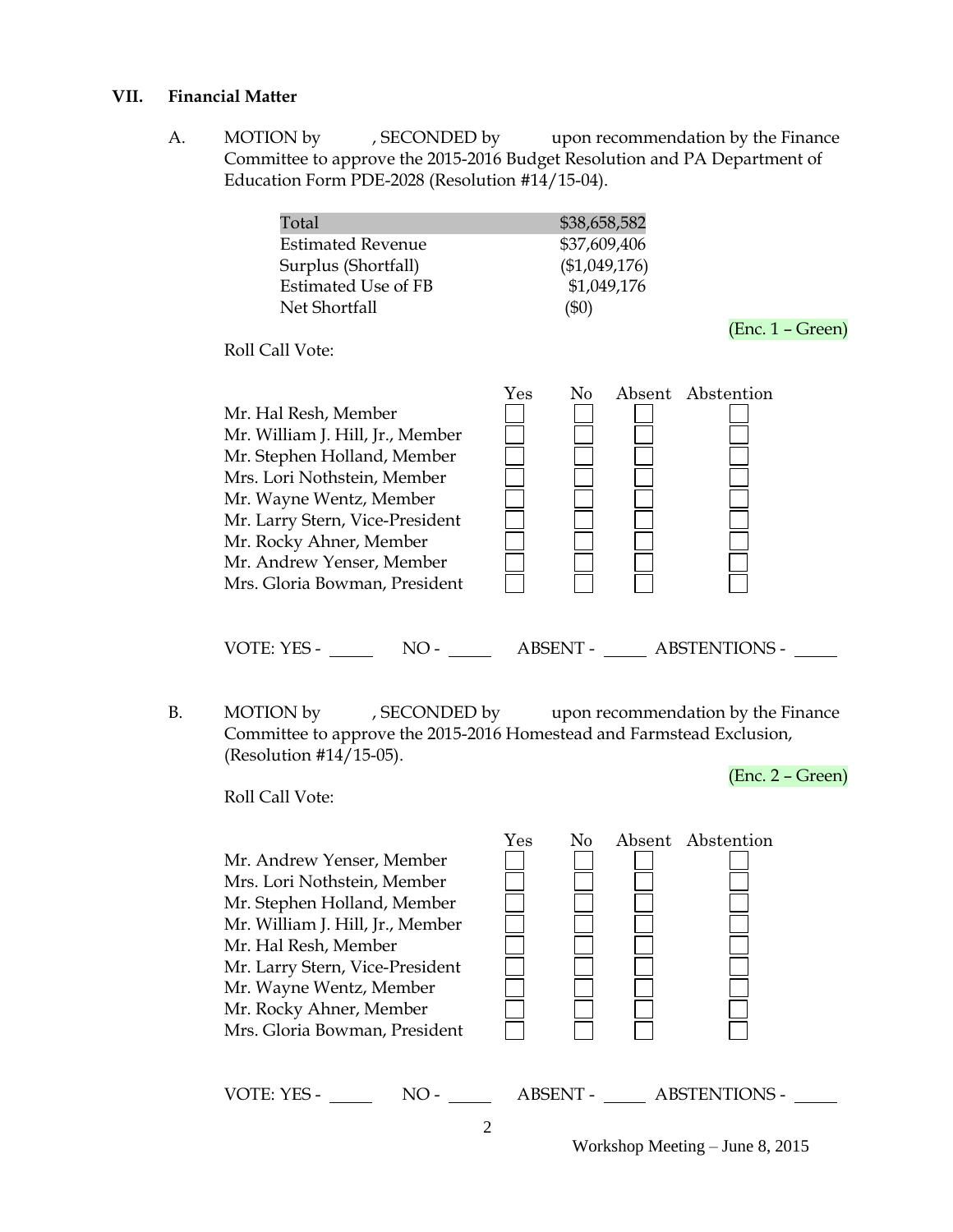## VII. Financial Matter

A. MOTION by , SECONDED by upon recommendation by the Finance Committee to approve the 2015-2016 Budget Resolution and PA Department of Education Form PDE-2028 (Resolution #14/15-04).

| Total | $38,658,582 |
|---|---|
| Estimated Revenue | $37,609,406 |
| Surplus (Shortfall) | ($1,049,176) |
| Estimated Use of FB | $1,049,176 |
| Net Shortfall | ($0) |

(Enc. 1 – Green)

Roll Call Vote:

| | Yes | No | Absent | Abstention |
|---|---|---|---|---|
| Mr. Hal Resh, Member | ☐ | ☐ | ☐ | ☐ |
| Mr. William J. Hill, Jr., Member | ☐ | ☐ | ☐ | ☐ |
| Mr. Stephen Holland, Member | ☐ | ☐ | ☐ | ☐ |
| Mrs. Lori Nothstein, Member | ☐ | ☐ | ☐ | ☐ |
| Mr. Wayne Wentz, Member | ☐ | ☐ | ☐ | ☐ |
| Mr. Larry Stern, Vice-President | ☐ | ☐ | ☐ | ☐ |
| Mr. Rocky Ahner, Member | ☐ | ☐ | ☐ | ☐ |
| Mr. Andrew Yenser, Member | ☐ | ☐ | ☐ | ☐ |
| Mrs. Gloria Bowman, President | ☐ | ☐ | ☐ | ☐ |

VOTE: YES - _____ NO - _____ ABSENT - _____ ABSTENTIONS - _____

B. MOTION by , SECONDED by upon recommendation by the Finance Committee to approve the 2015-2016 Homestead and Farmstead Exclusion, (Resolution #14/15-05).

(Enc. 2 – Green)

Roll Call Vote:

| | Yes | No | Absent | Abstention |
|---|---|---|---|---|
| Mr. Andrew Yenser, Member | ☐ | ☐ | ☐ | ☐ |
| Mrs. Lori Nothstein, Member | ☐ | ☐ | ☐ | ☐ |
| Mr. Stephen Holland, Member | ☐ | ☐ | ☐ | ☐ |
| Mr. William J. Hill, Jr., Member | ☐ | ☐ | ☐ | ☐ |
| Mr. Hal Resh, Member | ☐ | ☐ | ☐ | ☐ |
| Mr. Larry Stern, Vice-President | ☐ | ☐ | ☐ | ☐ |
| Mr. Wayne Wentz, Member | ☐ | ☐ | ☐ | ☐ |
| Mr. Rocky Ahner, Member | ☐ | ☐ | ☐ | ☐ |
| Mrs. Gloria Bowman, President | ☐ | ☐ | ☐ | ☐ |

VOTE: YES - _____ NO - _____ ABSENT - _____ ABSTENTIONS - _____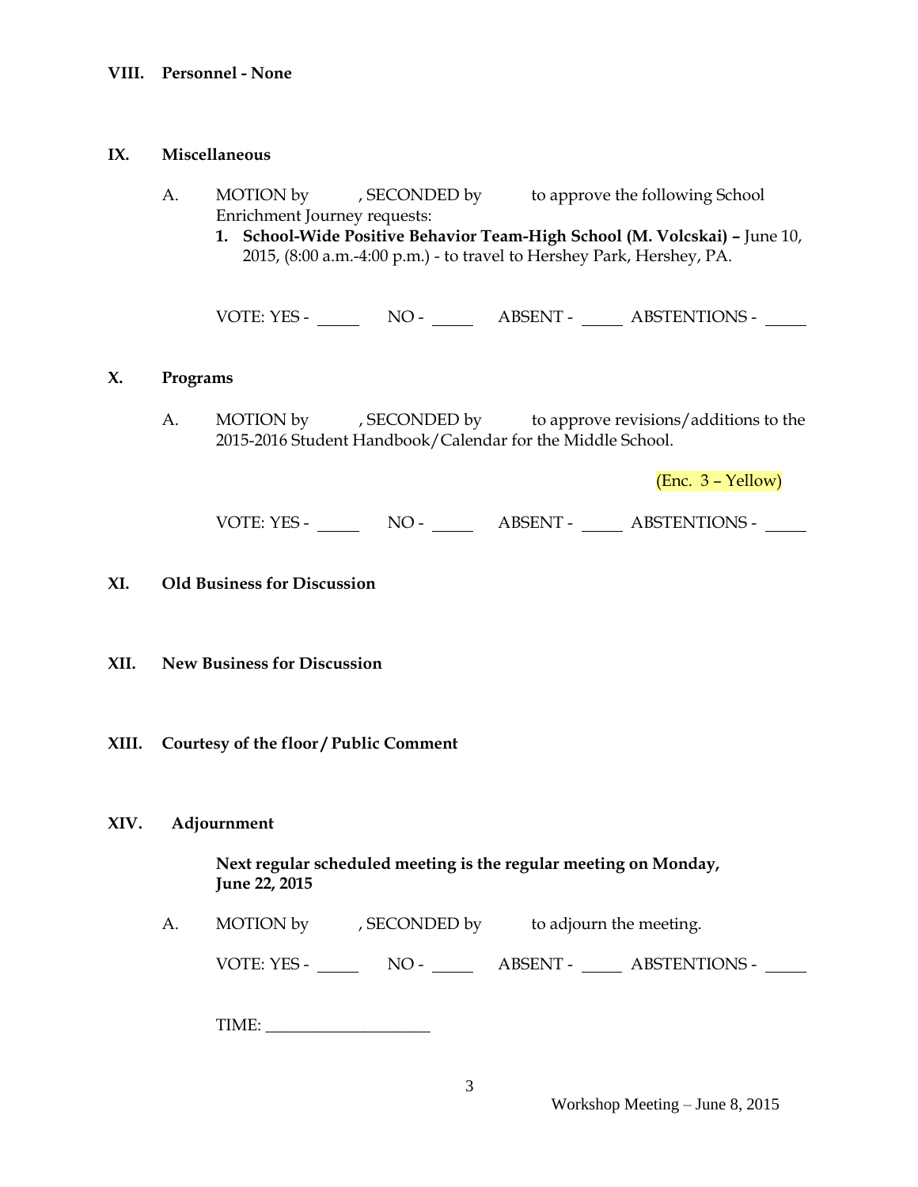## VIII. Personnel - None

## IX. Miscellaneous

A. MOTION by , SECONDED by to approve the following School Enrichment Journey requests:

1. **School-Wide Positive Behavior Team-High School (M. Volcskai) –** June 10, 2015, (8:00 a.m.-4:00 p.m.) - to travel to Hershey Park, Hershey, PA.

VOTE: YES - _____ NO - _____ ABSENT - _____ ABSTENTIONS - _____

## X. Programs

A. MOTION by , SECONDED by to approve revisions/additions to the 2015-2016 Student Handbook/Calendar for the Middle School.

(Enc. 3 – Yellow)

VOTE: YES - _____ NO - _____ ABSENT - _____ ABSTENTIONS - _____

## XI. Old Business for Discussion

## XII. New Business for Discussion

## XIII. Courtesy of the floor / Public Comment

## XIV. Adjournment

**Next regular scheduled meeting is the regular meeting on Monday, June 22, 2015**

A. MOTION by , SECONDED by to adjourn the meeting.

VOTE: YES - _____ NO - _____ ABSENT - _____ ABSTENTIONS - _____

TIME: ____________________